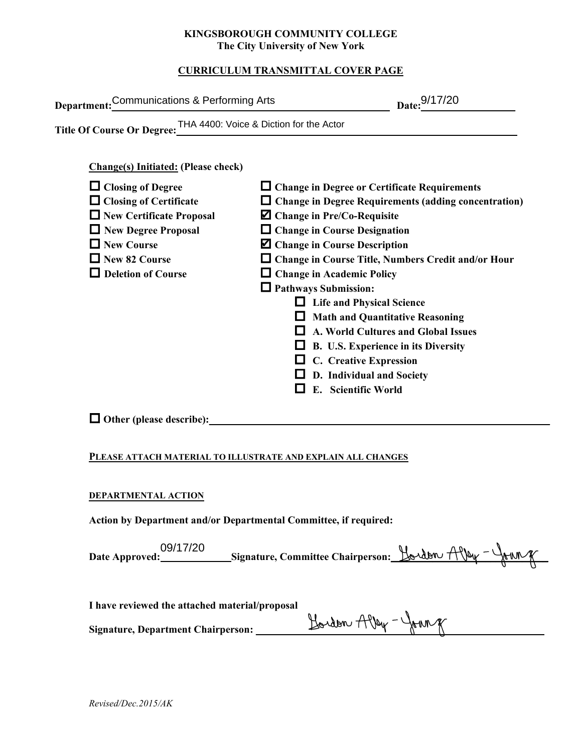**KINGSBOROUGH COMMUNITY COLLEGE**
**The City University of New York**

**CURRICULUM TRANSMITTAL COVER PAGE**

**Department:** Communications & Performing Arts **Date:** 9/17/20

**Title Of Course Or Degree:** THA 4400: Voice & Diction for the Actor

**Change(s) Initiated:** (Please check)

- ☐ Closing of Degree
- ☐ Closing of Certificate
- ☐ New Certificate Proposal
- ☐ New Degree Proposal
- ☐ New Course
- ☐ New 82 Course
- ☐ Deletion of Course
- ☐ Change in Degree or Certificate Requirements
- ☐ Change in Degree Requirements (adding concentration)
- ☑ Change in Pre/Co-Requisite
- ☐ Change in Course Designation
- ☑ Change in Course Description
- ☐ Change in Course Title, Numbers Credit and/or Hour
- ☐ Change in Academic Policy
- ☐ Pathways Submission:
  - ☐ Life and Physical Science
  - ☐ Math and Quantitative Reasoning
  - ☐ A. World Cultures and Global Issues
  - ☐ B. U.S. Experience in its Diversity
  - ☐ C. Creative Expression
  - ☐ D. Individual and Society
  - ☐ E. Scientific World

☐ **Other (please describe):**

**PLEASE ATTACH MATERIAL TO ILLUSTRATE AND EXPLAIN ALL CHANGES**

**DEPARTMENTAL ACTION**

**Action by Department and/or Departmental Committee, if required:**

**Date Approved:** 09/17/20 **Signature, Committee Chairperson:** Gordon Alley-Young

**I have reviewed the attached material/proposal**

**Signature, Department Chairperson:** Gordon Alley-Young

*Revised/Dec.2015/AK*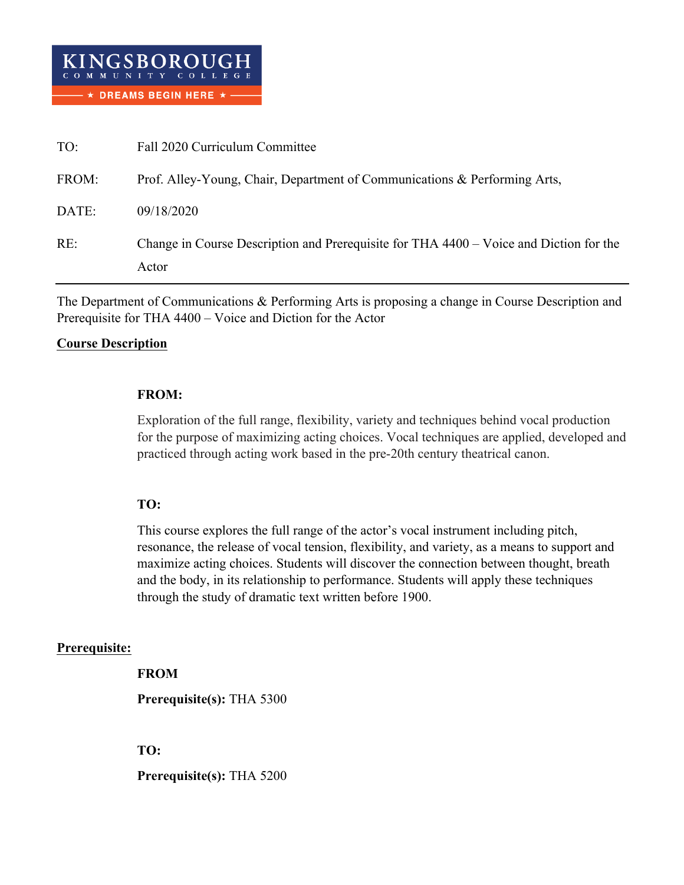KINGSBOROUGH COMMUNITY COLLEGE

★ DREAMS BEGIN HERE ★

| | |
|---|---|
| TO: | Fall 2020 Curriculum Committee |
| FROM: | Prof. Alley-Young, Chair, Department of Communications & Performing Arts, |
| DATE: | 09/18/2020 |
| RE: | Change in Course Description and Prerequisite for THA 4400 – Voice and Diction for the Actor |

---

The Department of Communications & Performing Arts is proposing a change in Course Description and Prerequisite for THA 4400 – Voice and Diction for the Actor

**Course Description**

**FROM:**

Exploration of the full range, flexibility, variety and techniques behind vocal production for the purpose of maximizing acting choices. Vocal techniques are applied, developed and practiced through acting work based in the pre-20th century theatrical canon.

**TO:**

This course explores the full range of the actor's vocal instrument including pitch, resonance, the release of vocal tension, flexibility, and variety, as a means to support and maximize acting choices. Students will discover the connection between thought, breath and the body, in its relationship to performance. Students will apply these techniques through the study of dramatic text written before 1900.

**Prerequisite:**

**FROM**

**Prerequisite(s):** THA 5300

**TO:**

**Prerequisite(s):** THA 5200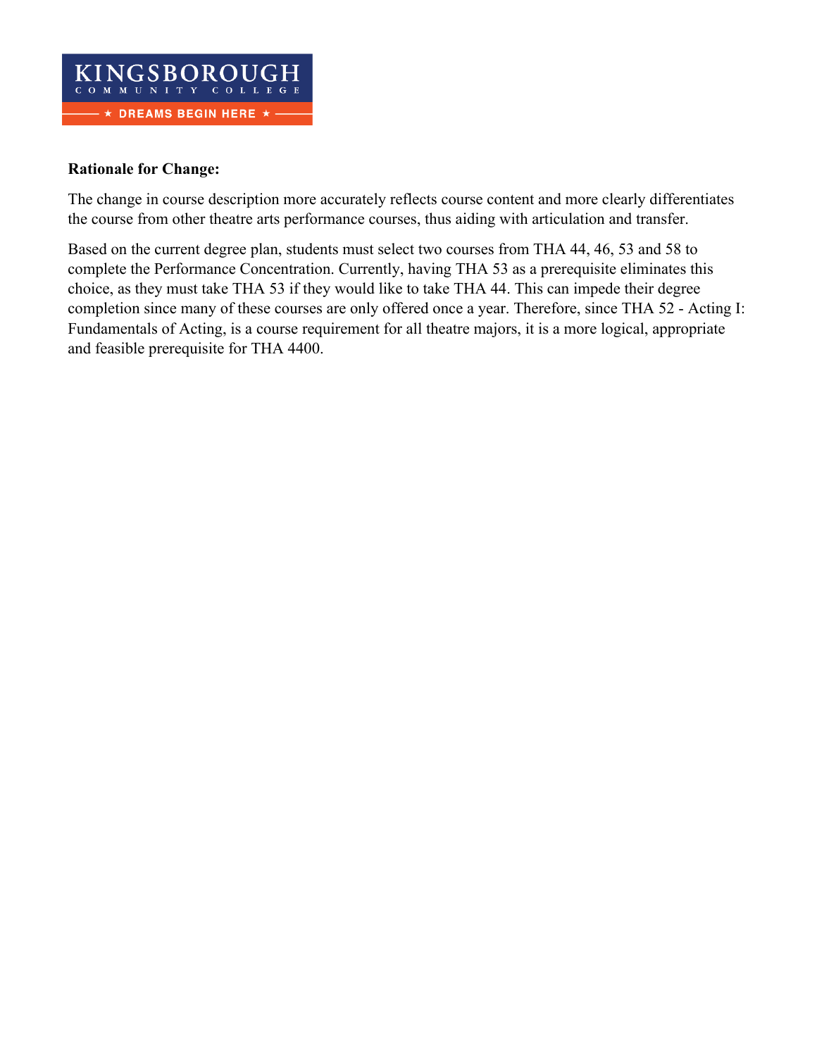**Rationale for Change:**

The change in course description more accurately reflects course content and more clearly differentiates the course from other theatre arts performance courses, thus aiding with articulation and transfer.

Based on the current degree plan, students must select two courses from THA 44, 46, 53 and 58 to complete the Performance Concentration. Currently, having THA 53 as a prerequisite eliminates this choice, as they must take THA 53 if they would like to take THA 44. This can impede their degree completion since many of these courses are only offered once a year. Therefore, since THA 52 - Acting I: Fundamentals of Acting, is a course requirement for all theatre majors, it is a more logical, appropriate and feasible prerequisite for THA 4400.